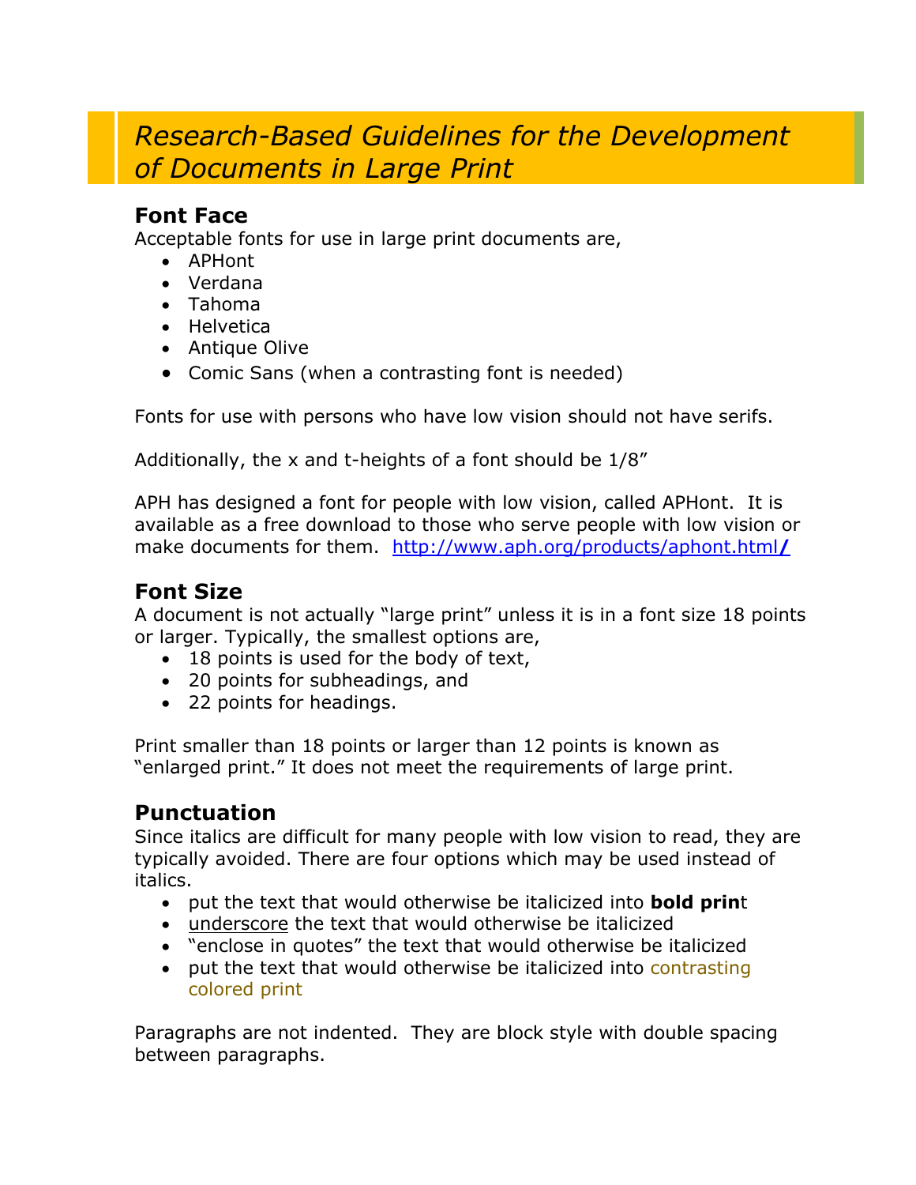# *Research-Based Guidelines for the Development of Documents in Large Print*

## Font Face

Acceptable fonts for use in large print documents are,

- APHont
- Verdana
- Tahoma
- Helvetica
- Antique Olive
- Comic Sans (when a contrasting font is needed)

Fonts for use with persons who have low vision should not have serifs.

Additionally, the x and t-heights of a font should be 1/8"

APH has designed a font for people with low vision, called APHont. It is available as a free download to those who serve people with low vision or make documents for them. http://www.aph.org/products/aphont.html/

## Font Size

A document is not actually "large print" unless it is in a font size 18 points or larger. Typically, the smallest options are,

- 18 points is used for the body of text,
- 20 points for subheadings, and
- 22 points for headings.

Print smaller than 18 points or larger than 12 points is known as "enlarged print." It does not meet the requirements of large print.

## Punctuation

Since italics are difficult for many people with low vision to read, they are typically avoided. There are four options which may be used instead of italics.

- put the text that would otherwise be italicized into **bold prin**t
- <u>underscore</u> the text that would otherwise be italicized
- "enclose in quotes" the text that would otherwise be italicized
- put the text that would otherwise be italicized into contrasting colored print

Paragraphs are not indented. They are block style with double spacing between paragraphs.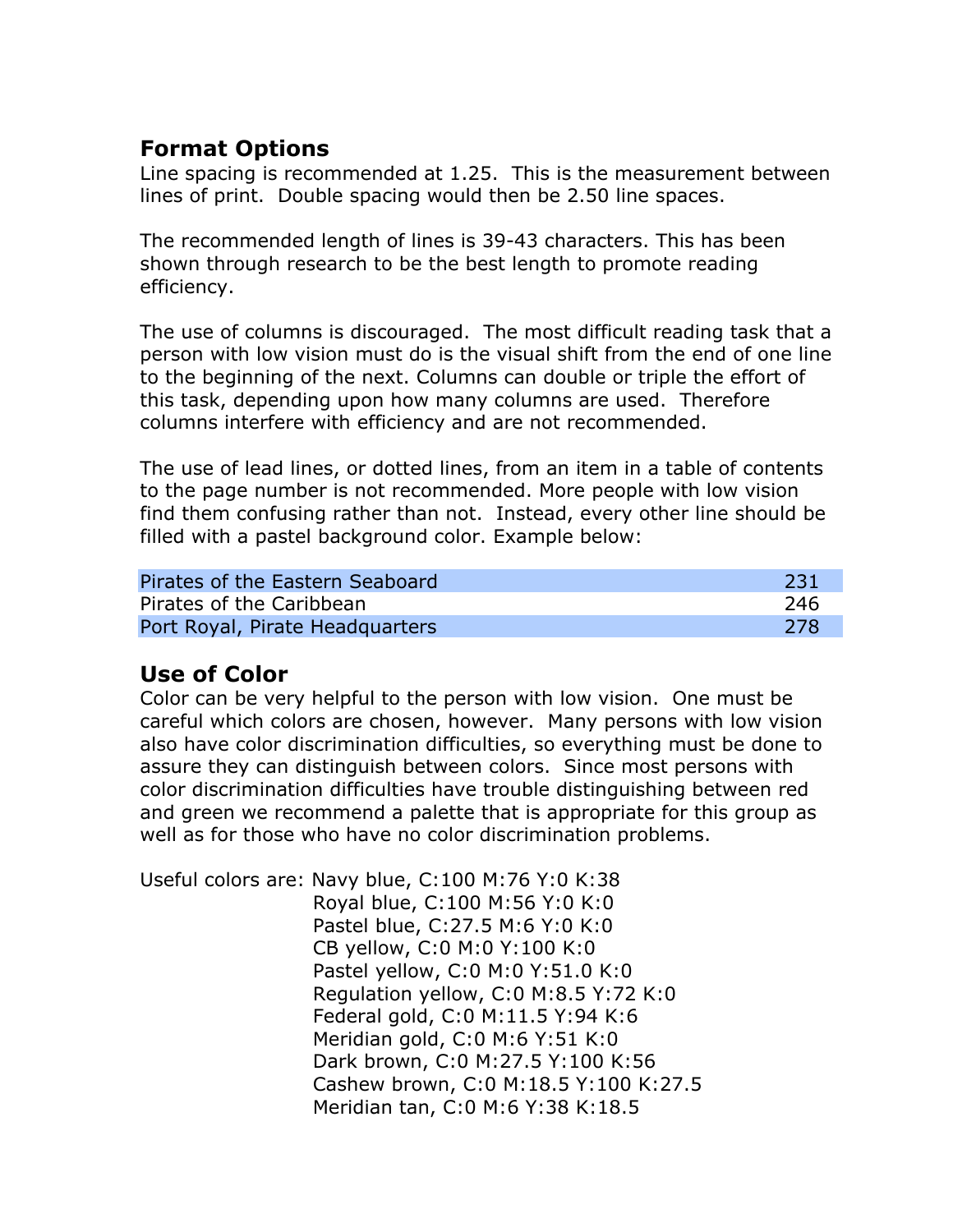## Format Options

Line spacing is recommended at 1.25. This is the measurement between lines of print. Double spacing would then be 2.50 line spaces.

The recommended length of lines is 39-43 characters. This has been shown through research to be the best length to promote reading efficiency.

The use of columns is discouraged. The most difficult reading task that a person with low vision must do is the visual shift from the end of one line to the beginning of the next. Columns can double or triple the effort of this task, depending upon how many columns are used. Therefore columns interfere with efficiency and are not recommended.

The use of lead lines, or dotted lines, from an item in a table of contents to the page number is not recommended. More people with low vision find them confusing rather than not. Instead, every other line should be filled with a pastel background color. Example below:

| | |
|---|---|
| Pirates of the Eastern Seaboard | 231 |
| Pirates of the Caribbean | 246 |
| Port Royal, Pirate Headquarters | 278 |

## Use of Color

Color can be very helpful to the person with low vision. One must be careful which colors are chosen, however. Many persons with low vision also have color discrimination difficulties, so everything must be done to assure they can distinguish between colors. Since most persons with color discrimination difficulties have trouble distinguishing between red and green we recommend a palette that is appropriate for this group as well as for those who have no color discrimination problems.

Useful colors are:
- Navy blue, C:100 M:76 Y:0 K:38
- Royal blue, C:100 M:56 Y:0 K:0
- Pastel blue, C:27.5 M:6 Y:0 K:0
- CB yellow, C:0 M:0 Y:100 K:0
- Pastel yellow, C:0 M:0 Y:51.0 K:0
- Regulation yellow, C:0 M:8.5 Y:72 K:0
- Federal gold, C:0 M:11.5 Y:94 K:6
- Meridian gold, C:0 M:6 Y:51 K:0
- Dark brown, C:0 M:27.5 Y:100 K:56
- Cashew brown, C:0 M:18.5 Y:100 K:27.5
- Meridian tan, C:0 M:6 Y:38 K:18.5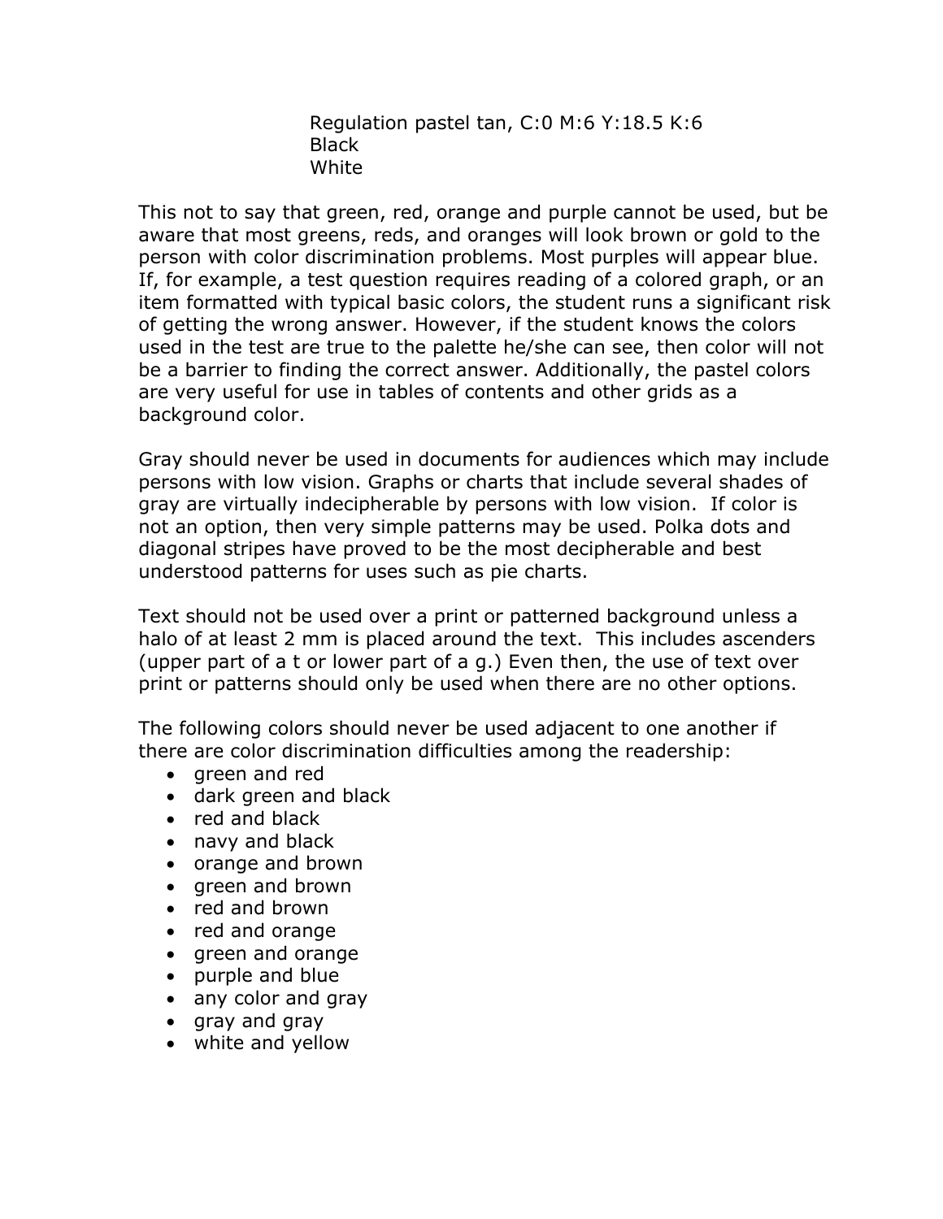Regulation pastel tan, C:0 M:6 Y:18.5 K:6
Black
White

This not to say that green, red, orange and purple cannot be used, but be aware that most greens, reds, and oranges will look brown or gold to the person with color discrimination problems. Most purples will appear blue. If, for example, a test question requires reading of a colored graph, or an item formatted with typical basic colors, the student runs a significant risk of getting the wrong answer. However, if the student knows the colors used in the test are true to the palette he/she can see, then color will not be a barrier to finding the correct answer. Additionally, the pastel colors are very useful for use in tables of contents and other grids as a background color.

Gray should never be used in documents for audiences which may include persons with low vision. Graphs or charts that include several shades of gray are virtually indecipherable by persons with low vision. If color is not an option, then very simple patterns may be used. Polka dots and diagonal stripes have proved to be the most decipherable and best understood patterns for uses such as pie charts.

Text should not be used over a print or patterned background unless a halo of at least 2 mm is placed around the text. This includes ascenders (upper part of a t or lower part of a g.) Even then, the use of text over print or patterns should only be used when there are no other options.

The following colors should never be used adjacent to one another if there are color discrimination difficulties among the readership:

- green and red
- dark green and black
- red and black
- navy and black
- orange and brown
- green and brown
- red and brown
- red and orange
- green and orange
- purple and blue
- any color and gray
- gray and gray
- white and yellow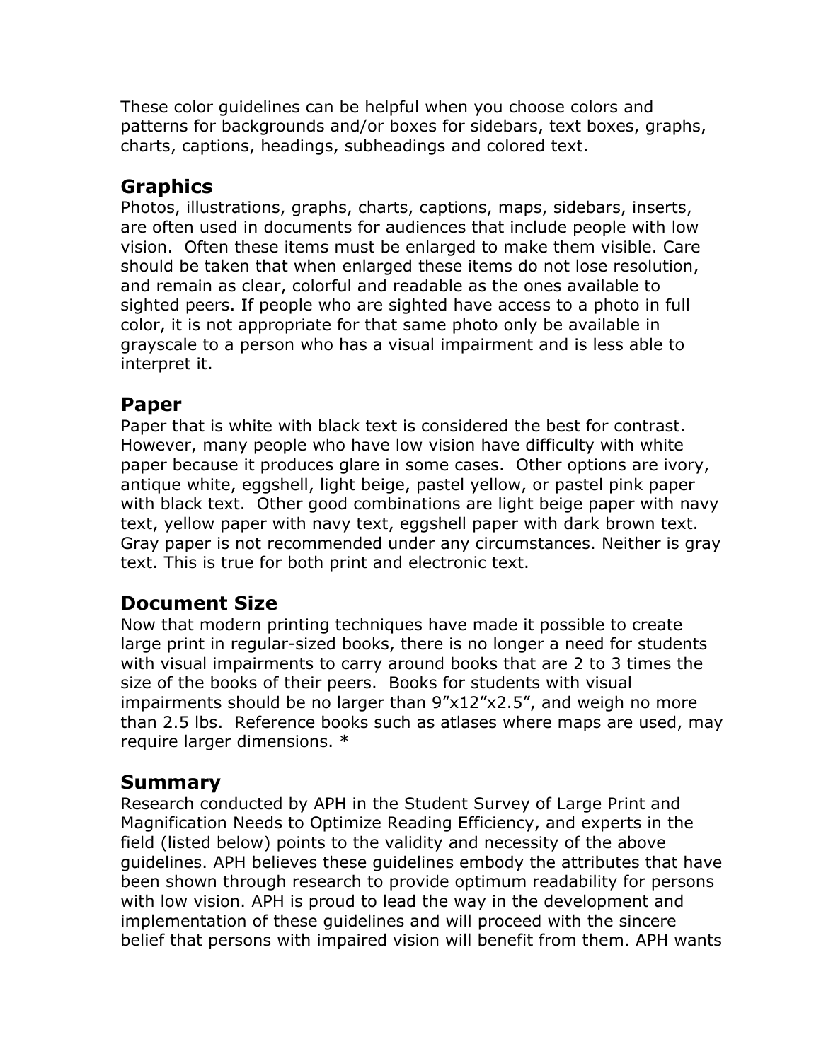These color guidelines can be helpful when you choose colors and patterns for backgrounds and/or boxes for sidebars, text boxes, graphs, charts, captions, headings, subheadings and colored text.

## Graphics

Photos, illustrations, graphs, charts, captions, maps, sidebars, inserts, are often used in documents for audiences that include people with low vision. Often these items must be enlarged to make them visible. Care should be taken that when enlarged these items do not lose resolution, and remain as clear, colorful and readable as the ones available to sighted peers. If people who are sighted have access to a photo in full color, it is not appropriate for that same photo only be available in grayscale to a person who has a visual impairment and is less able to interpret it.

## Paper

Paper that is white with black text is considered the best for contrast. However, many people who have low vision have difficulty with white paper because it produces glare in some cases. Other options are ivory, antique white, eggshell, light beige, pastel yellow, or pastel pink paper with black text. Other good combinations are light beige paper with navy text, yellow paper with navy text, eggshell paper with dark brown text. Gray paper is not recommended under any circumstances. Neither is gray text. This is true for both print and electronic text.

## Document Size

Now that modern printing techniques have made it possible to create large print in regular-sized books, there is no longer a need for students with visual impairments to carry around books that are 2 to 3 times the size of the books of their peers. Books for students with visual impairments should be no larger than 9"x12"x2.5", and weigh no more than 2.5 lbs. Reference books such as atlases where maps are used, may require larger dimensions. *

## Summary

Research conducted by APH in the Student Survey of Large Print and Magnification Needs to Optimize Reading Efficiency, and experts in the field (listed below) points to the validity and necessity of the above guidelines. APH believes these guidelines embody the attributes that have been shown through research to provide optimum readability for persons with low vision. APH is proud to lead the way in the development and implementation of these guidelines and will proceed with the sincere belief that persons with impaired vision will benefit from them. APH wants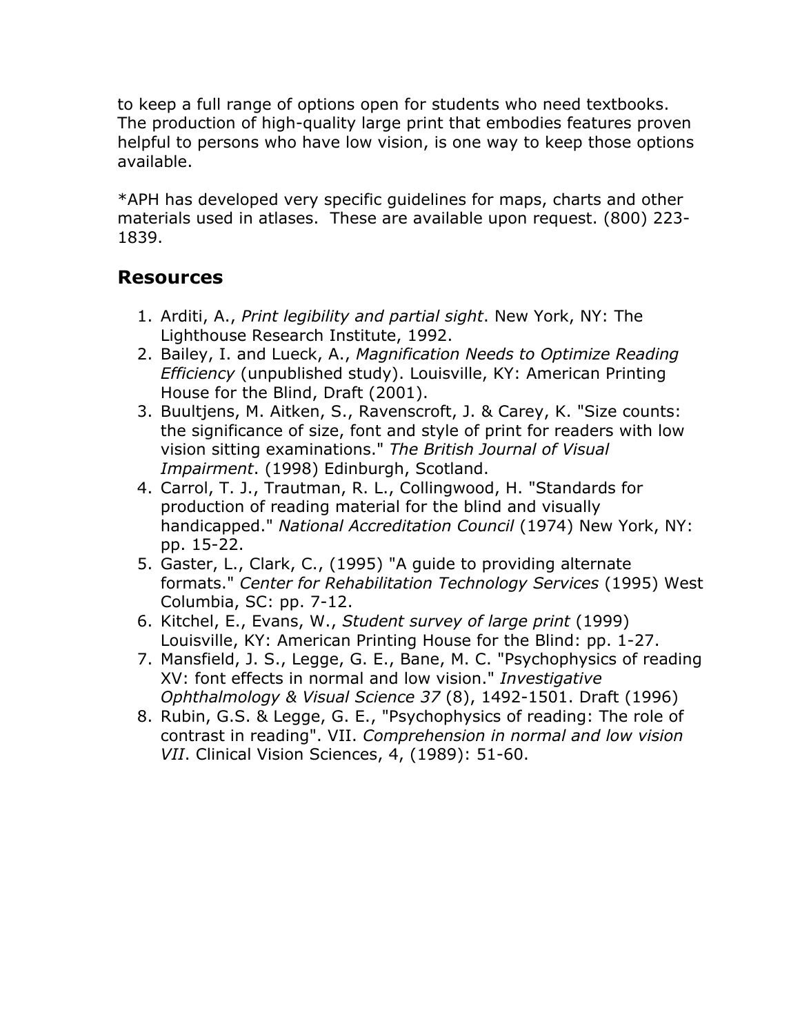to keep a full range of options open for students who need textbooks. The production of high-quality large print that embodies features proven helpful to persons who have low vision, is one way to keep those options available.

*APH has developed very specific guidelines for maps, charts and other materials used in atlases. These are available upon request. (800) 223-1839.

## Resources

1. Arditi, A., *Print legibility and partial sight*. New York, NY: The Lighthouse Research Institute, 1992.
2. Bailey, I. and Lueck, A., *Magnification Needs to Optimize Reading Efficiency* (unpublished study). Louisville, KY: American Printing House for the Blind, Draft (2001).
3. Buultjens, M. Aitken, S., Ravenscroft, J. & Carey, K. "Size counts: the significance of size, font and style of print for readers with low vision sitting examinations." *The British Journal of Visual Impairment*. (1998) Edinburgh, Scotland.
4. Carrol, T. J., Trautman, R. L., Collingwood, H. "Standards for production of reading material for the blind and visually handicapped." *National Accreditation Council* (1974) New York, NY: pp. 15-22.
5. Gaster, L., Clark, C., (1995) "A guide to providing alternate formats." *Center for Rehabilitation Technology Services* (1995) West Columbia, SC: pp. 7-12.
6. Kitchel, E., Evans, W., *Student survey of large print* (1999) Louisville, KY: American Printing House for the Blind: pp. 1-27.
7. Mansfield, J. S., Legge, G. E., Bane, M. C. "Psychophysics of reading XV: font effects in normal and low vision." *Investigative Ophthalmology & Visual Science 37* (8), 1492-1501. Draft (1996)
8. Rubin, G.S. & Legge, G. E., "Psychophysics of reading: The role of contrast in reading". VII. *Comprehension in normal and low vision VII*. Clinical Vision Sciences, 4, (1989): 51-60.